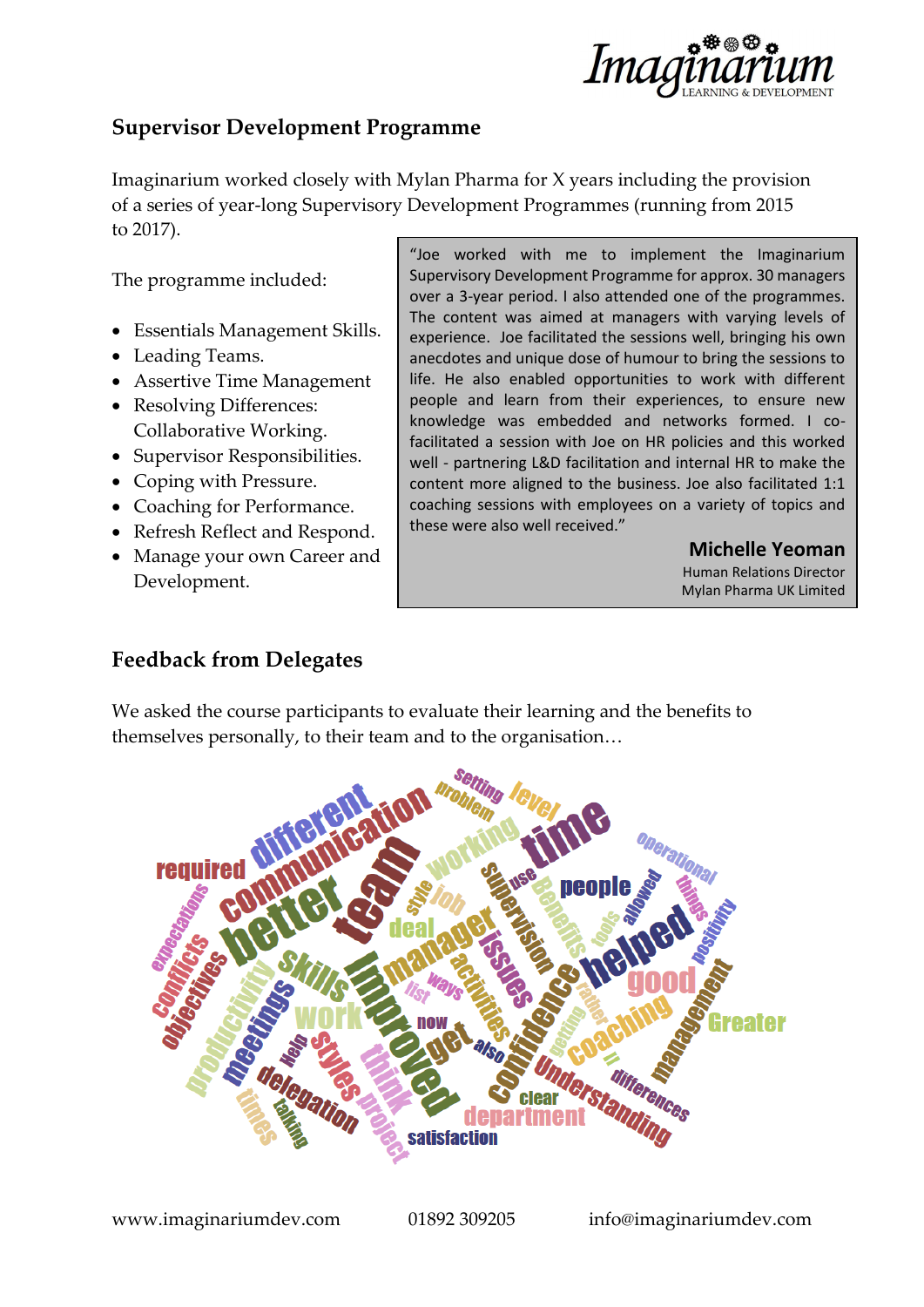## Supervisor Development Programme

Imaginarium worked closely with Mylan Pharma for X years including the provision of a series of year-long Supervisory Development Programmes (running from 2015 to 2017).

The programme included:

- Essentials Management Skills.
- Leading Teams.
- Assertive Time Management
- Resolving Differences: Collaborative Working.
- Supervisor Responsibilities.
- Coping with Pressure.
- Coaching for Performance.
- Refresh Reflect and Respond.
- Manage your own Career and Development.

> "Joe worked with me to implement the Imaginarium Supervisory Development Programme for approx. 30 managers over a 3-year period. I also attended one of the programmes. The content was aimed at managers with varying levels of experience. Joe facilitated the sessions well, bringing his own anecdotes and unique dose of humour to bring the sessions to life. He also enabled opportunities to work with different people and learn from their experiences, to ensure new knowledge was embedded and networks formed. I co-facilitated a session with Joe on HR policies and this worked well - partnering L&D facilitation and internal HR to make the content more aligned to the business. Joe also facilitated 1:1 coaching sessions with employees on a variety of topics and these were also well received."
>
> **Michelle Yeoman**
> Human Relations Director
> Mylan Pharma UK Limited

## Feedback from Delegates

We asked the course participants to evaluate their learning and the benefits to themselves personally, to their team and to the organisation…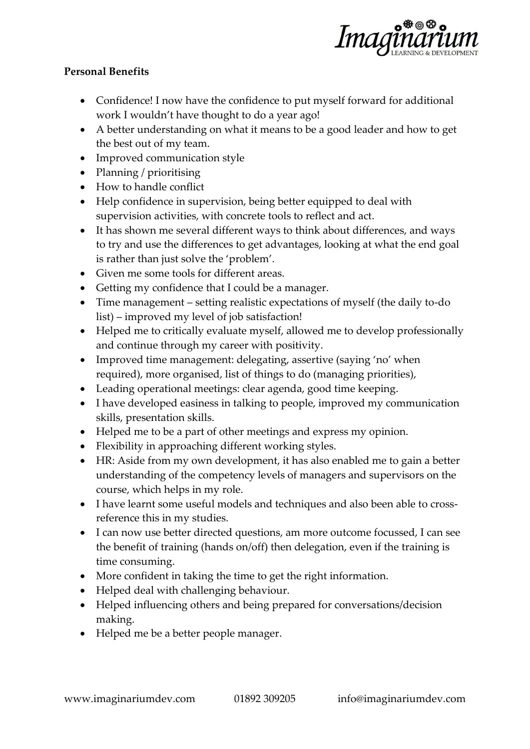**Personal Benefits**

- Confidence! I now have the confidence to put myself forward for additional work I wouldn't have thought to do a year ago!
- A better understanding on what it means to be a good leader and how to get the best out of my team.
- Improved communication style
- Planning / prioritising
- How to handle conflict
- Help confidence in supervision, being better equipped to deal with supervision activities, with concrete tools to reflect and act.
- It has shown me several different ways to think about differences, and ways to try and use the differences to get advantages, looking at what the end goal is rather than just solve the 'problem'.
- Given me some tools for different areas.
- Getting my confidence that I could be a manager.
- Time management – setting realistic expectations of myself (the daily to-do list) – improved my level of job satisfaction!
- Helped me to critically evaluate myself, allowed me to develop professionally and continue through my career with positivity.
- Improved time management: delegating, assertive (saying 'no' when required), more organised, list of things to do (managing priorities),
- Leading operational meetings: clear agenda, good time keeping.
- I have developed easiness in talking to people, improved my communication skills, presentation skills.
- Helped me to be a part of other meetings and express my opinion.
- Flexibility in approaching different working styles.
- HR: Aside from my own development, it has also enabled me to gain a better understanding of the competency levels of managers and supervisors on the course, which helps in my role.
- I have learnt some useful models and techniques and also been able to cross-reference this in my studies.
- I can now use better directed questions, am more outcome focussed, I can see the benefit of training (hands on/off) then delegation, even if the training is time consuming.
- More confident in taking the time to get the right information.
- Helped deal with challenging behaviour.
- Helped influencing others and being prepared for conversations/decision making.
- Helped me be a better people manager.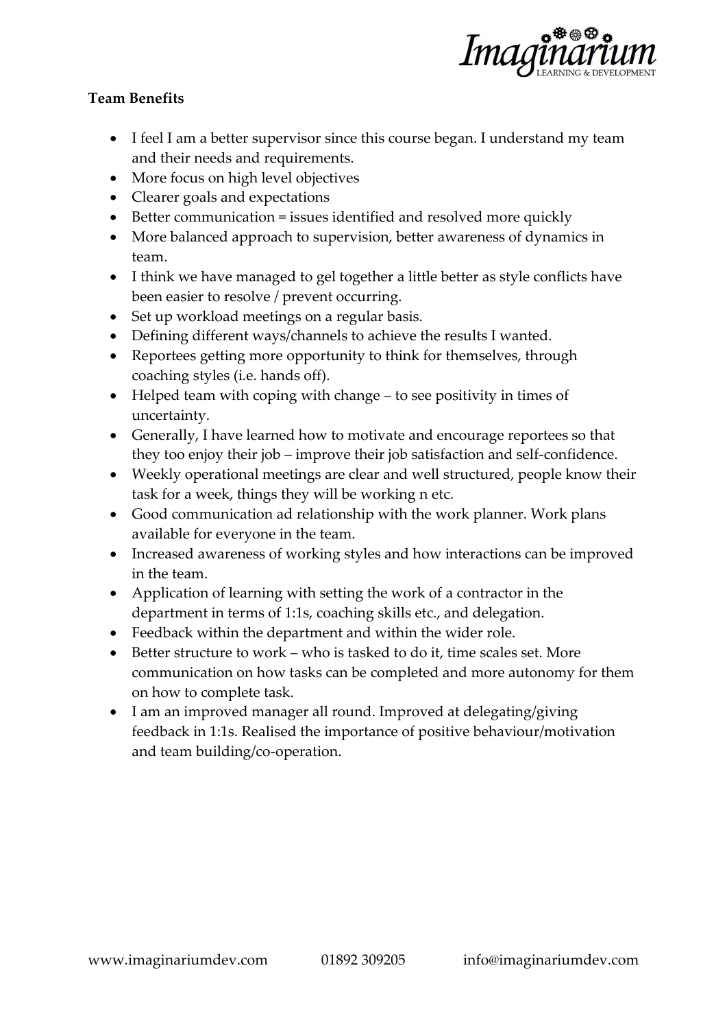**Team Benefits**

- I feel I am a better supervisor since this course began. I understand my team and their needs and requirements.
- More focus on high level objectives
- Clearer goals and expectations
- Better communication = issues identified and resolved more quickly
- More balanced approach to supervision, better awareness of dynamics in team.
- I think we have managed to gel together a little better as style conflicts have been easier to resolve / prevent occurring.
- Set up workload meetings on a regular basis.
- Defining different ways/channels to achieve the results I wanted.
- Reportees getting more opportunity to think for themselves, through coaching styles (i.e. hands off).
- Helped team with coping with change – to see positivity in times of uncertainty.
- Generally, I have learned how to motivate and encourage reportees so that they too enjoy their job – improve their job satisfaction and self-confidence.
- Weekly operational meetings are clear and well structured, people know their task for a week, things they will be working n etc.
- Good communication ad relationship with the work planner. Work plans available for everyone in the team.
- Increased awareness of working styles and how interactions can be improved in the team.
- Application of learning with setting the work of a contractor in the department in terms of 1:1s, coaching skills etc., and delegation.
- Feedback within the department and within the wider role.
- Better structure to work – who is tasked to do it, time scales set. More communication on how tasks can be completed and more autonomy for them on how to complete task.
- I am an improved manager all round. Improved at delegating/giving feedback in 1:1s. Realised the importance of positive behaviour/motivation and team building/co-operation.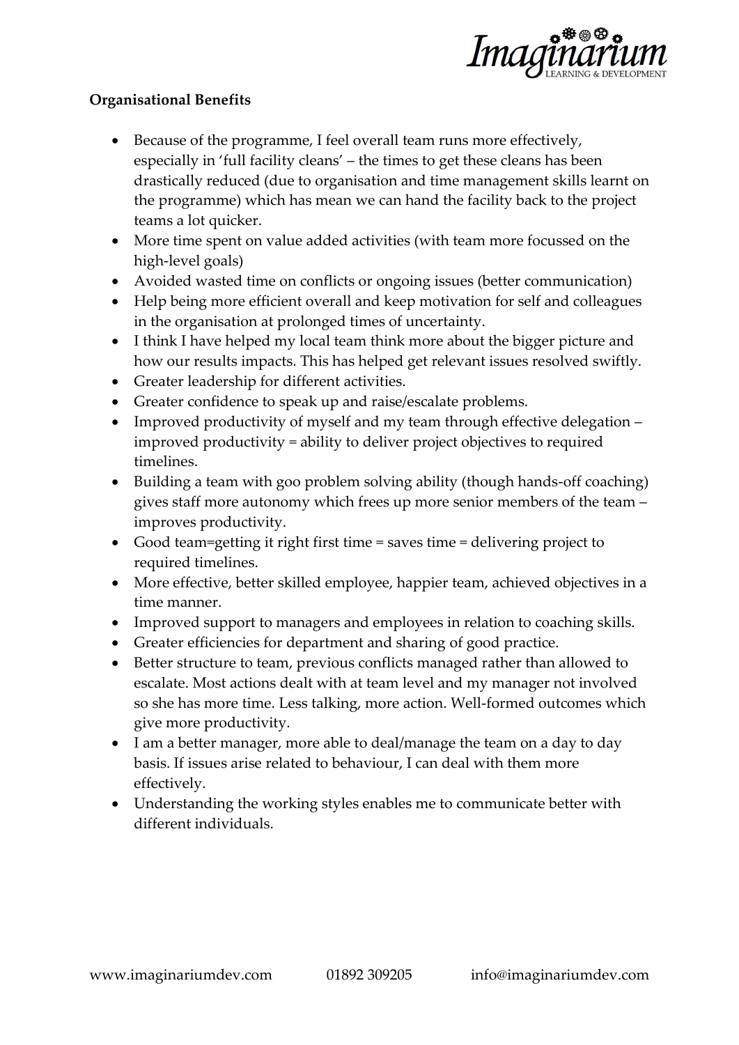**Organisational Benefits**

- Because of the programme, I feel overall team runs more effectively, especially in 'full facility cleans' – the times to get these cleans has been drastically reduced (due to organisation and time management skills learnt on the programme) which has mean we can hand the facility back to the project teams a lot quicker.
- More time spent on value added activities (with team more focussed on the high-level goals)
- Avoided wasted time on conflicts or ongoing issues (better communication)
- Help being more efficient overall and keep motivation for self and colleagues in the organisation at prolonged times of uncertainty.
- I think I have helped my local team think more about the bigger picture and how our results impacts. This has helped get relevant issues resolved swiftly.
- Greater leadership for different activities.
- Greater confidence to speak up and raise/escalate problems.
- Improved productivity of myself and my team through effective delegation – improved productivity = ability to deliver project objectives to required timelines.
- Building a team with goo problem solving ability (though hands-off coaching) gives staff more autonomy which frees up more senior members of the team – improves productivity.
- Good team=getting it right first time = saves time = delivering project to required timelines.
- More effective, better skilled employee, happier team, achieved objectives in a time manner.
- Improved support to managers and employees in relation to coaching skills.
- Greater efficiencies for department and sharing of good practice.
- Better structure to team, previous conflicts managed rather than allowed to escalate. Most actions dealt with at team level and my manager not involved so she has more time. Less talking, more action. Well-formed outcomes which give more productivity.
- I am a better manager, more able to deal/manage the team on a day to day basis. If issues arise related to behaviour, I can deal with them more effectively.
- Understanding the working styles enables me to communicate better with different individuals.